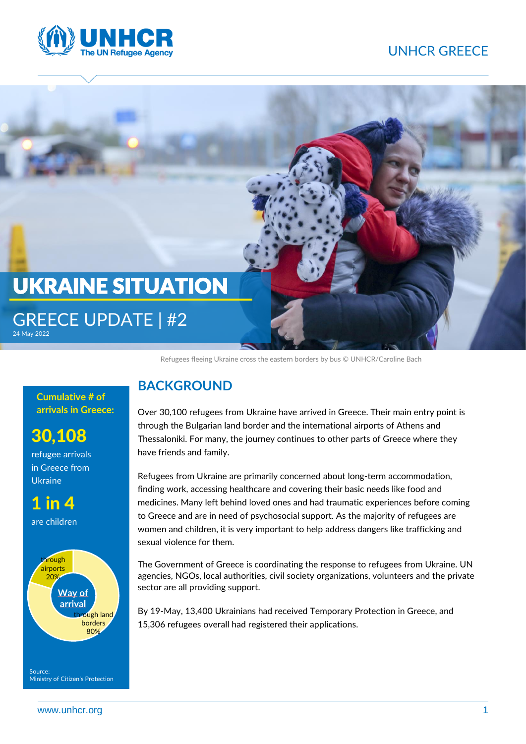UNHCR GREECE

# UKRAINE SITUATION

## GREECE UPDATE | #2

24 May 2022

Refugees fleeing Ukraine cross the eastern borders by bus © UNHCR/Caroline Bach

**Cumulative # of arrivals in Greece:**

**30,108**

refugee arrivals in Greece from Ukraine

**1 in 4**

are children

**Way of arrival**

- through airports 20%
- through land borders 80%

Source:
Ministry of Citizen's Protection

## BACKGROUND

Over 30,100 refugees from Ukraine have arrived in Greece. Their main entry point is through the Bulgarian land border and the international airports of Athens and Thessaloniki. For many, the journey continues to other parts of Greece where they have friends and family.

Refugees from Ukraine are primarily concerned about long-term accommodation, finding work, accessing healthcare and covering their basic needs like food and medicines. Many left behind loved ones and had traumatic experiences before coming to Greece and are in need of psychosocial support. As the majority of refugees are women and children, it is very important to help address dangers like trafficking and sexual violence for them.

The Government of Greece is coordinating the response to refugees from Ukraine. UN agencies, NGOs, local authorities, civil society organizations, volunteers and the private sector are all providing support.

By 19-May, 13,400 Ukrainians had received Temporary Protection in Greece, and 15,306 refugees overall had registered their applications.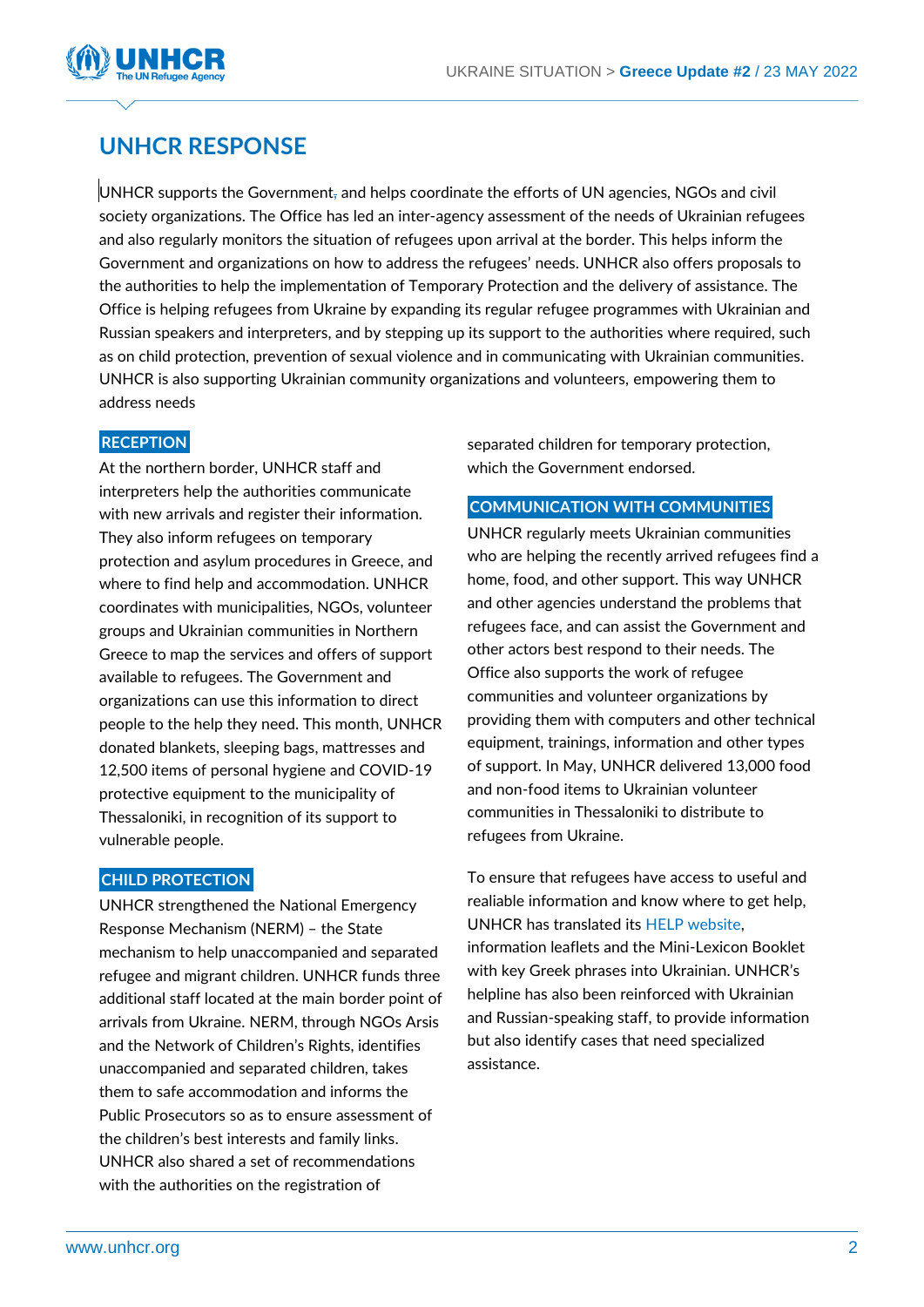# UNHCR RESPONSE

UNHCR supports the Government, and helps coordinate the efforts of UN agencies, NGOs and civil society organizations. The Office has led an inter-agency assessment of the needs of Ukrainian refugees and also regularly monitors the situation of refugees upon arrival at the border. This helps inform the Government and organizations on how to address the refugees' needs. UNHCR also offers proposals to the authorities to help the implementation of Temporary Protection and the delivery of assistance. The Office is helping refugees from Ukraine by expanding its regular refugee programmes with Ukrainian and Russian speakers and interpreters, and by stepping up its support to the authorities where required, such as on child protection, prevention of sexual violence and in communicating with Ukrainian communities. UNHCR is also supporting Ukrainian community organizations and volunteers, empowering them to address needs

## RECEPTION

At the northern border, UNHCR staff and interpreters help the authorities communicate with new arrivals and register their information. They also inform refugees on temporary protection and asylum procedures in Greece, and where to find help and accommodation. UNHCR coordinates with municipalities, NGOs, volunteer groups and Ukrainian communities in Northern Greece to map the services and offers of support available to refugees. The Government and organizations can use this information to direct people to the help they need. This month, UNHCR donated blankets, sleeping bags, mattresses and 12,500 items of personal hygiene and COVID-19 protective equipment to the municipality of Thessaloniki, in recognition of its support to vulnerable people.

## CHILD PROTECTION

UNHCR strengthened the National Emergency Response Mechanism (NERM) – the State mechanism to help unaccompanied and separated refugee and migrant children. UNHCR funds three additional staff located at the main border point of arrivals from Ukraine. NERM, through NGOs Arsis and the Network of Children's Rights, identifies unaccompanied and separated children, takes them to safe accommodation and informs the Public Prosecutors so as to ensure assessment of the children's best interests and family links. UNHCR also shared a set of recommendations with the authorities on the registration of separated children for temporary protection, which the Government endorsed.

## COMMUNICATION WITH COMMUNITIES

UNHCR regularly meets Ukrainian communities who are helping the recently arrived refugees find a home, food, and other support. This way UNHCR and other agencies understand the problems that refugees face, and can assist the Government and other actors best respond to their needs. The Office also supports the work of refugee communities and volunteer organizations by providing them with computers and other technical equipment, trainings, information and other types of support. In May, UNHCR delivered 13,000 food and non-food items to Ukrainian volunteer communities in Thessaloniki to distribute to refugees from Ukraine.

To ensure that refugees have access to useful and realiable information and know where to get help, UNHCR has translated its HELP website, information leaflets and the Mini-Lexicon Booklet with key Greek phrases into Ukrainian. UNHCR's helpline has also been reinforced with Ukrainian and Russian-speaking staff, to provide information but also identify cases that need specialized assistance.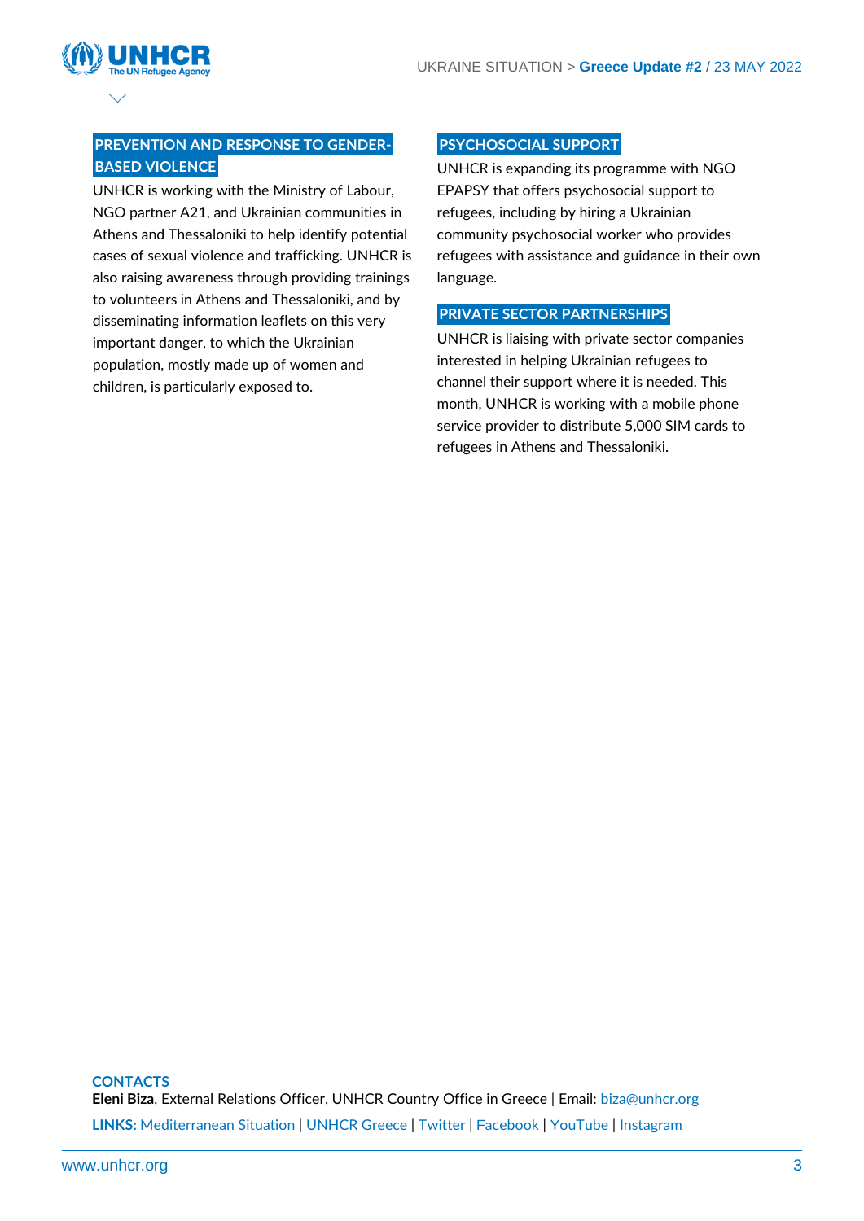## PREVENTION AND RESPONSE TO GENDER-BASED VIOLENCE

UNHCR is working with the Ministry of Labour, NGO partner A21, and Ukrainian communities in Athens and Thessaloniki to help identify potential cases of sexual violence and trafficking. UNHCR is also raising awareness through providing trainings to volunteers in Athens and Thessaloniki, and by disseminating information leaflets on this very important danger, to which the Ukrainian population, mostly made up of women and children, is particularly exposed to.

## PSYCHOSOCIAL SUPPORT

UNHCR is expanding its programme with NGO EPAPSY that offers psychosocial support to refugees, including by hiring a Ukrainian community psychosocial worker who provides refugees with assistance and guidance in their own language.

## PRIVATE SECTOR PARTNERSHIPS

UNHCR is liaising with private sector companies interested in helping Ukrainian refugees to channel their support where it is needed. This month, UNHCR is working with a mobile phone service provider to distribute 5,000 SIM cards to refugees in Athens and Thessaloniki.

**CONTACTS**

**Eleni Biza**, External Relations Officer, UNHCR Country Office in Greece | Email: biza@unhcr.org

**LINKS:** Mediterranean Situation | UNHCR Greece | Twitter | Facebook | YouTube | Instagram